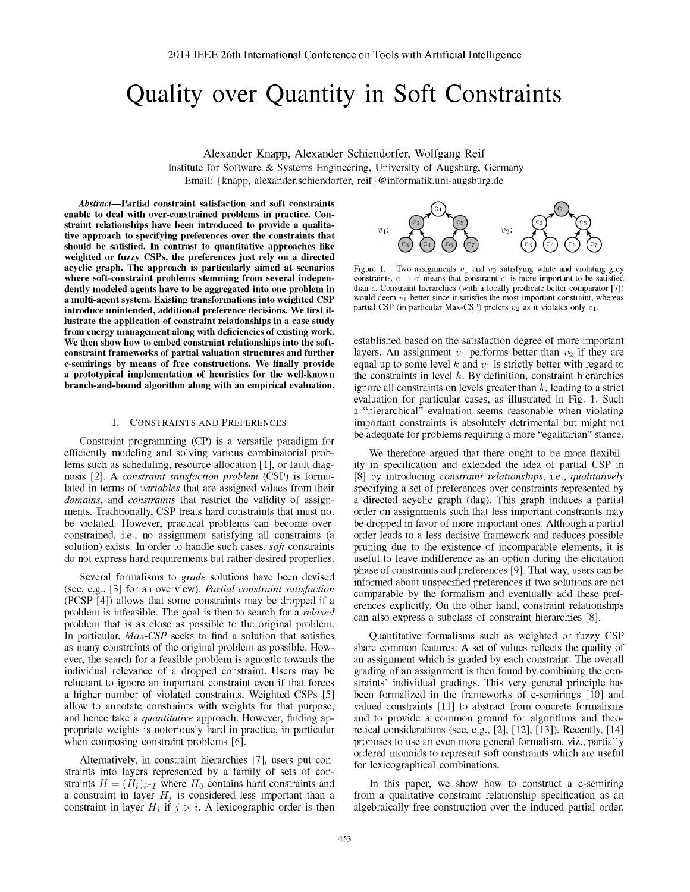# Quality over Quantity in Soft Constraints

Alexander Knapp, Alexander Schiendorfer, Wolfgang Reif
Institute for Software & Systems Engineering, University of Augsburg, Germany
Email: {knapp, alexander.schiendorfer, reif}@informatik.uni-augsburg.de

***Abstract*—Partial constraint satisfaction and soft constraints enable to deal with over-constrained problems in practice. Constraint relationships have been introduced to provide a qualitative approach to specifying preferences over the constraints that should be satisfied. In contrast to quantitative approaches like weighted or fuzzy CSPs, the preferences just rely on a directed acyclic graph. The approach is particularly aimed at scenarios where soft-constraint problems stemming from several independently modeled agents have to be aggregated into one problem in a multi-agent system. Existing transformations into weighted CSP introduce unintended, additional preference decisions. We first illustrate the application of constraint relationships in a case study from energy management along with deficiencies of existing work. We then show how to embed constraint relationships into the soft-constraint frameworks of partial valuation structures and further c-semirings by means of free constructions. We finally provide a prototypical implementation of heuristics for the well-known branch-and-bound algorithm along with an empirical evaluation.**

## I. Constraints and Preferences

Constraint programming (CP) is a versatile paradigm for efficiently modeling and solving various combinatorial problems such as scheduling, resource allocation [1], or fault diagnosis [2]. A *constraint satisfaction problem* (CSP) is formulated in terms of *variables* that are assigned values from their *domains*, and *constraints* that restrict the validity of assignments. Traditionally, CSP treats hard constraints that must not be violated. However, practical problems can become over-constrained, i.e., no assignment satisfying all constraints (a solution) exists. In order to handle such cases, *soft* constraints do not express hard requirements but rather desired properties.

Several formalisms to *grade* solutions have been devised (see, e.g., [3] for an overview): *Partial constraint satisfaction* (PCSP [4]) allows that some constraints may be dropped if a problem is infeasible. The goal is then to search for a *relaxed* problem that is as close as possible to the original problem. In particular, *Max-CSP* seeks to find a solution that satisfies as many constraints of the original problem as possible. However, the search for a feasible problem is agnostic towards the individual relevance of a dropped constraint. Users may be reluctant to ignore an important constraint even if that forces a higher number of violated constraints. Weighted CSPs [5] allow to annotate constraints with weights for that purpose, and hence take a *quantitative* approach. However, finding appropriate weights is notoriously hard in practice, in particular when composing constraint problems [6].

Alternatively, in constraint hierarchies [7], users put constraints into layers represented by a family of sets of constraints $H = (H_i)_{i \in I}$ where $H_0$ contains hard constraints and a constraint in layer $H_j$ is considered less important than a constraint in layer $H_i$ if $j > i$. A lexicographic order is then established based on the satisfaction degree of more important layers. An assignment $v_1$ performs better than $v_2$ if they are equal up to some level $k$ and $v_1$ is strictly better with regard to the constraints in level $k$. By definition, constraint hierarchies ignore all constraints on levels greater than $k$, leading to a strict evaluation for particular cases, as illustrated in Fig. 1. Such a "hierarchical" evaluation seems reasonable when violating important constraints is absolutely detrimental but might not be adequate for problems requiring a more "egalitarian" stance.

Figure 1. Two assignments $v_1$ and $v_2$ satisfying white and violating grey constraints. $c \to c'$ means that constraint $c'$ is more important to be satisfied than $c$. Constraint hierarchies (with a locally predicate better comparator [7]) would deem $v_1$ better since it satisfies the most important constraint, whereas partial CSP (in particular Max-CSP) prefers $v_2$ as it violates only $c_1$.

We therefore argued that there ought to be more flexibility in specification and extended the idea of partial CSP in [8] by introducing *constraint relationships*, i.e., *qualitatively* specifying a set of preferences over constraints represented by a directed acyclic graph (dag). This graph induces a partial order on assignments such that less important constraints may be dropped in favor of more important ones. Although a partial order leads to a less decisive framework and reduces possible pruning due to the existence of incomparable elements, it is useful to leave indifference as an option during the elicitation phase of constraints and preferences [9]. That way, users can be informed about unspecified preferences if two solutions are not comparable by the formalism and eventually add these preferences explicitly. On the other hand, constraint relationships can also express a subclass of constraint hierarchies [8].

Quantitative formalisms such as weighted or fuzzy CSP share common features: A set of values reflects the quality of an assignment which is graded by each constraint. The overall grading of an assignment is then found by combining the constraints' individual gradings. This very general principle has been formalized in the frameworks of c-semirings [10] and valued constraints [11] to abstract from concrete formalisms and to provide a common ground for algorithms and theoretical considerations (see, e.g., [2], [12], [13]). Recently, [14] proposes to use an even more general formalism, viz., partially ordered monoids to represent soft constraints which are useful for lexicographical combinations.

In this paper, we show how to construct a c-semiring from a qualitative constraint relationship specification as an algebraically free construction over the induced partial order.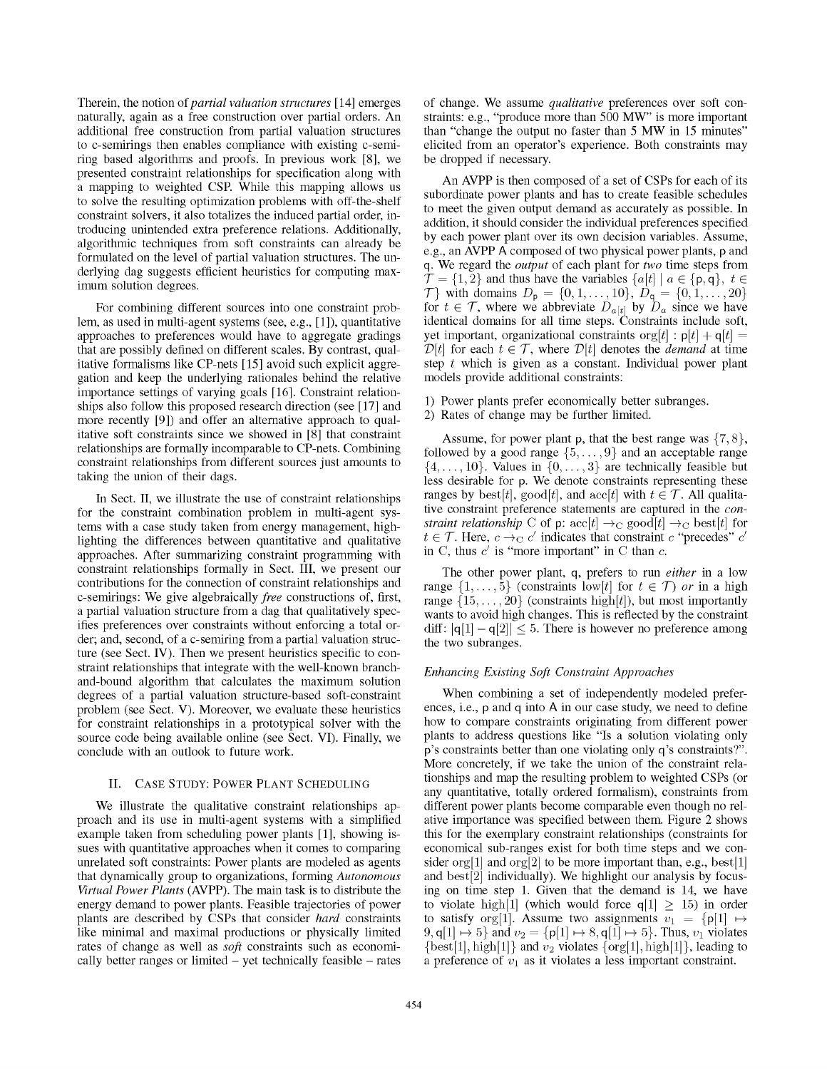Therein, the notion of *partial valuation structures* [14] emerges naturally, again as a free construction over partial orders. An additional free construction from partial valuation structures to c-semirings then enables compliance with existing c-semiring based algorithms and proofs. In previous work [8], we presented constraint relationships for specification along with a mapping to weighted CSP. While this mapping allows us to solve the resulting optimization problems with off-the-shelf constraint solvers, it also totalizes the induced partial order, introducing unintended extra preference relations. Additionally, algorithmic techniques from soft constraints can already be formulated on the level of partial valuation structures. The underlying dag suggests efficient heuristics for computing maximum solution degrees.

For combining different sources into one constraint problem, as used in multi-agent systems (see, e.g., [1]), quantitative approaches to preferences would have to aggregate gradings that are possibly defined on different scales. By contrast, qualitative formalisms like CP-nets [15] avoid such explicit aggregation and keep the underlying rationales behind the relative importance settings of varying goals [16]. Constraint relationships also follow this proposed research direction (see [17] and more recently [9]) and offer an alternative approach to qualitative soft constraints since we showed in [8] that constraint relationships are formally incomparable to CP-nets. Combining constraint relationships from different sources just amounts to taking the union of their dags.

In Sect. II, we illustrate the use of constraint relationships for the constraint combination problem in multi-agent systems with a case study taken from energy management, highlighting the differences between quantitative and qualitative approaches. After summarizing constraint programming with constraint relationships formally in Sect. III, we present our contributions for the connection of constraint relationships and c-semirings: We give algebraically *free* constructions of, first, a partial valuation structure from a dag that qualitatively specifies preferences over constraints without enforcing a total order; and, second, of a c-semiring from a partial valuation structure (see Sect. IV). Then we present heuristics specific to constraint relationships that integrate with the well-known branch-and-bound algorithm that calculates the maximum solution degrees of a partial valuation structure-based soft-constraint problem (see Sect. V). Moreover, we evaluate these heuristics for constraint relationships in a prototypical solver with the source code being available online (see Sect. VI). Finally, we conclude with an outlook to future work.

## II. Case Study: Power Plant Scheduling

We illustrate the qualitative constraint relationships approach and its use in multi-agent systems with a simplified example taken from scheduling power plants [1], showing issues with quantitative approaches when it comes to comparing unrelated soft constraints: Power plants are modeled as agents that dynamically group to organizations, forming *Autonomous Virtual Power Plants* (AVPP). The main task is to distribute the energy demand to power plants. Feasible trajectories of power plants are described by CSPs that consider *hard* constraints like minimal and maximal productions or physically limited rates of change as well as *soft* constraints such as economically better ranges or limited – yet technically feasible – rates of change. We assume *qualitative* preferences over soft constraints: e.g., "produce more than 500 MW" is more important than "change the output no faster than 5 MW in 15 minutes" elicited from an operator's experience. Both constraints may be dropped if necessary.

An AVPP is then composed of a set of CSPs for each of its subordinate power plants and has to create feasible schedules to meet the given output demand as accurately as possible. In addition, it should consider the individual preferences specified by each power plant over its own decision variables. Assume, e.g., an AVPP A composed of two physical power plants, p and q. We regard the *output* of each plant for *two* time steps from $\mathcal{T} = \{1, 2\}$ and thus have the variables $\{a[t] \mid a \in \{\mathsf{p}, \mathsf{q}\},\ t \in \mathcal{T}\}$ with domains $D_\mathsf{p} = \{0, 1, \ldots, 10\}$, $D_\mathsf{q} = \{0, 1, \ldots, 20\}$ for $t \in \mathcal{T}$, where we abbreviate $D_{a[t]}$ by $D_a$ since we have identical domains for all time steps. Constraints include soft, yet important, organizational constraints $\mathrm{org}[t] : \mathsf{p}[t] + \mathsf{q}[t] = \mathcal{D}[t]$ for each $t \in \mathcal{T}$, where $\mathcal{D}[t]$ denotes the *demand* at time step $t$ which is given as a constant. Individual power plant models provide additional constraints:

1) Power plants prefer economically better subranges.
2) Rates of change may be further limited.

Assume, for power plant p, that the best range was $\{7, 8\}$, followed by a good range $\{5, \ldots, 9\}$ and an acceptable range $\{4, \ldots, 10\}$. Values in $\{0, \ldots, 3\}$ are technically feasible but less desirable for p. We denote constraints representing these ranges by $\mathrm{best}[t]$, $\mathrm{good}[t]$, and $\mathrm{acc}[t]$ with $t \in \mathcal{T}$. All qualitative constraint preference statements are captured in the *constraint relationship* C of p: $\mathrm{acc}[t] \rightarrow_\mathrm{C} \mathrm{good}[t] \rightarrow_\mathrm{C} \mathrm{best}[t]$ for $t \in \mathcal{T}$. Here, $c \rightarrow_\mathrm{C} c'$ indicates that constraint $c$ "precedes" $c'$ in C, thus $c'$ is "more important" in C than $c$.

The other power plant, q, prefers to run *either* in a low range $\{1, \ldots, 5\}$ (constraints $\mathrm{low}[t]$ for $t \in \mathcal{T}$) *or* in a high range $\{15, \ldots, 20\}$ (constraints $\mathrm{high}[t]$), but most importantly wants to avoid high changes. This is reflected by the constraint diff: $|\mathsf{q}[1] - \mathsf{q}[2]| \leq 5$. There is however no preference among the two subranges.

### *Enhancing Existing Soft Constraint Approaches*

When combining a set of independently modeled preferences, i.e., p and q into A in our case study, we need to define how to compare constraints originating from different power plants to address questions like "Is a solution violating only p's constraints better than one violating only q's constraints?". More concretely, if we take the union of the constraint relationships and map the resulting problem to weighted CSPs (or any quantitative, totally ordered formalism), constraints from different power plants become comparable even though no relative importance was specified between them. Figure 2 shows this for the exemplary constraint relationships (constraints for economical sub-ranges exist for both time steps and we consider $\mathrm{org}[1]$ and $\mathrm{org}[2]$ to be more important than, e.g., $\mathrm{best}[1]$ and $\mathrm{best}[2]$ individually). We highlight our analysis by focusing on time step 1. Given that the demand is 14, we have to violate $\mathrm{high}[1]$ (which would force $\mathsf{q}[1] \geq 15$) in order to satisfy $\mathrm{org}[1]$. Assume two assignments $v_1 = \{\mathsf{p}[1] \mapsto 9, \mathsf{q}[1] \mapsto 5\}$ and $v_2 = \{\mathsf{p}[1] \mapsto 8, \mathsf{q}[1] \mapsto 5\}$. Thus, $v_1$ violates $\{\mathrm{best}[1], \mathrm{high}[1]\}$ and $v_2$ violates $\{\mathrm{org}[1], \mathrm{high}[1]\}$, leading to a preference of $v_1$ as it violates a less important constraint.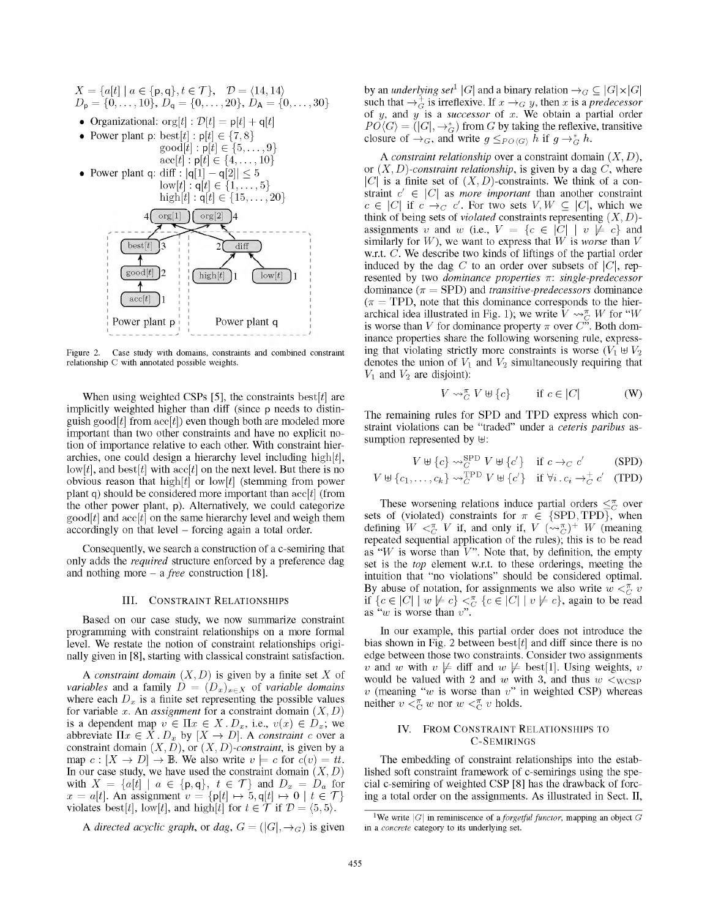$X = \{a[t] \mid a \in \{\mathsf{p}, \mathsf{q}\}, t \in \mathcal{T}\}$, $\mathcal{D} = \langle 14, 14 \rangle$
$D_\mathsf{p} = \{0, \dots, 10\}$, $D_\mathsf{q} = \{0, \dots, 20\}$, $D_\mathsf{A} = \{0, \dots, 30\}$

- Organizational: $\mathrm{org}[t] : \mathcal{D}[t] = \mathsf{p}[t] + \mathsf{q}[t]$
- Power plant p: $\mathrm{best}[t] : \mathsf{p}[t] \in \{7, 8\}$
  $\mathrm{good}[t] : \mathsf{p}[t] \in \{5, \dots, 9\}$
  $\mathrm{acc}[t] : \mathsf{p}[t] \in \{4, \dots, 10\}$
- Power plant q: $\mathrm{diff} : |\mathsf{q}[1] - \mathsf{q}[2]| \le 5$
  $\mathrm{low}[t] : \mathsf{q}[t] \in \{1, \dots, 5\}$
  $\mathrm{high}[t] : \mathsf{q}[t] \in \{15, \dots, 20\}$

Figure 2. Case study with domains, constraints and combined constraint relationship C with annotated possible weights.

When using weighted CSPs [5], the constraints $\mathrm{best}[t]$ are implicitly weighted higher than diff (since p needs to distinguish $\mathrm{good}[t]$ from $\mathrm{acc}[t]$) even though both are modeled more important than two other constraints and have no explicit notion of importance relative to each other. With constraint hierarchies, one could design a hierarchy level including $\mathrm{high}[t]$, $\mathrm{low}[t]$, and $\mathrm{best}[t]$ with $\mathrm{acc}[t]$ on the next level. But there is no obvious reason that $\mathrm{high}[t]$ or $\mathrm{low}[t]$ (stemming from power plant q) should be considered more important than $\mathrm{acc}[t]$ (from the other power plant, p). Alternatively, we could categorize $\mathrm{good}[t]$ and $\mathrm{acc}[t]$ on the same hierarchy level and weigh them accordingly on that level – forcing again a total order.

Consequently, we search a construction of a c-semiring that only adds the *required* structure enforced by a preference dag and nothing more – a *free* construction [18].

## III. Constraint Relationships

Based on our case study, we now summarize constraint programming with constraint relationships on a more formal level. We restate the notion of constraint relationships originally given in [8], starting with classical constraint satisfaction.

A *constraint domain* $(X, D)$ is given by a finite set $X$ of *variables* and a family $D = (D_x)_{x \in X}$ of *variable domains* where each $D_x$ is a finite set representing the possible values for variable $x$. An *assignment* for a constraint domain $(X, D)$ is a dependent map $v \in \Pi x \in X \,.\, D_x$, i.e., $v(x) \in D_x$; we abbreviate $\Pi x \in X \,.\, D_x$ by $[X \to D]$. A *constraint* $c$ over a constraint domain $(X, D)$, or $(X, D)$-*constraint*, is given by a map $c : [X \to D] \to \mathbb{B}$. We also write $v \models c$ for $c(v) = tt$. In our case study, we have used the constraint domain $(X, D)$ with $X = \{a[t] \mid a \in \{\mathsf{p}, \mathsf{q}\},\ t \in \mathcal{T}\}$ and $D_x = D_a$ for $x = a[t]$. An assignment $v = \{\mathsf{p}[t] \mapsto 5, \mathsf{q}[t] \mapsto 0 \mid t \in \mathcal{T}\}$ violates $\mathrm{best}[t]$, $\mathrm{low}[t]$, and $\mathrm{high}[t]$ for $t \in \mathcal{T}$ if $\mathcal{D} = \langle 5, 5 \rangle$.

A *directed acyclic graph*, or *dag*, $G = (|G|, \to_G)$ is given by an *underlying set*[1] $|G|$ and a binary relation $\to_G \subseteq |G| \times |G|$ such that $\to_G^+$ is irreflexive. If $x \to_G y$, then $x$ is a *predecessor* of $y$, and $y$ is a *successor* of $x$. We obtain a partial order $PO\langle G \rangle = (|G|, \to_G^*)$ from $G$ by taking the reflexive, transitive closure of $\to_G$, and write $g \le_{PO\langle G \rangle} h$ if $g \to_G^* h$.

A *constraint relationship* over a constraint domain $(X, D)$, or $(X, D)$-*constraint relationship*, is given by a dag $C$, where $|C|$ is a finite set of $(X, D)$-constraints. We think of a constraint $c' \in |C|$ as *more important* than another constraint $c \in |C|$ if $c \to_C c'$. For two sets $V, W \subseteq |C|$, which we think of being sets of *violated* constraints representing $(X, D)$-assignments $v$ and $w$ (i.e., $V = \{c \in |C| \mid v \not\models c\}$ and similarly for $W$), we want to express that $W$ is *worse* than $V$ w.r.t. $C$. We describe two kinds of liftings of the partial order induced by the dag $C$ to an order over subsets of $|C|$, represented by two *dominance properties* $\pi$: *single-predecessor* dominance ($\pi$ = SPD) and *transitive-predecessors* dominance ($\pi$ = TPD, note that this dominance corresponds to the hierarchical idea illustrated in Fig. 1); we write $V \leadsto_C^\pi W$ for "$W$ is worse than $V$ for dominance property $\pi$ over $C$". Both dominance properties share the following worsening rule, expressing that violating strictly more constraints is worse ($V_1 \uplus V_2$ denotes the union of $V_1$ and $V_2$ simultaneously requiring that $V_1$ and $V_2$ are disjoint):

$$V \leadsto_C^\pi V \uplus \{c\} \quad \text{if } c \in |C| \tag{W}$$

The remaining rules for SPD and TPD express which constraint violations can be "traded" under a *ceteris paribus* assumption represented by $\uplus$:

$$V \uplus \{c\} \leadsto_C^{\mathrm{SPD}} V \uplus \{c'\} \quad \text{if } c \to_C c' \tag{SPD}$$

$$V \uplus \{c_1, \dots, c_k\} \leadsto_C^{\mathrm{TPD}} V \uplus \{c'\} \quad \text{if } \forall i \,.\, c_i \to_C^+ c' \tag{TPD}$$

These worsening relations induce partial orders $\le_C^\pi$ over sets of (violated) constraints for $\pi \in \{\mathrm{SPD}, \mathrm{TPD}\}$, when defining $W <_C^\pi V$ if, and only if, $V\ (\leadsto_C^\pi)^+\ W$ (meaning repeated sequential application of the rules); this is to be read as "$W$ is worse than $V$". Note that, by definition, the empty set is the *top* element w.r.t. to these orderings, meeting the intuition that "no violations" should be considered optimal. By abuse of notation, for assignments we also write $w <_C^\pi v$ if $\{c \in |C| \mid w \not\models c\} <_C^\pi \{c \in |C| \mid v \not\models c\}$, again to be read as "$w$ is worse than $v$".

In our example, this partial order does not introduce the bias shown in Fig. 2 between $\mathrm{best}[t]$ and diff since there is no edge between those two constraints. Consider two assignments $v$ and $w$ with $v \not\models \mathrm{diff}$ and $w \not\models \mathrm{best}[1]$. Using weights, $v$ would be valued with 2 and $w$ with 3, and thus $w <_{\mathrm{WCSP}} v$ (meaning "$w$ is worse than $v$" in weighted CSP) whereas neither $v <_C^\pi w$ nor $w <_C^\pi v$ holds.

## IV. From Constraint Relationships to C-Semirings

The embedding of constraint relationships into the established soft constraint framework of c-semirings using the special c-semiring of weighted CSP [8] has the drawback of forcing a total order on the assignments. As illustrated in Sect. II,

[1] We write $|G|$ in reminiscence of a *forgetful functor*, mapping an object $G$ in a *concrete* category to its underlying set.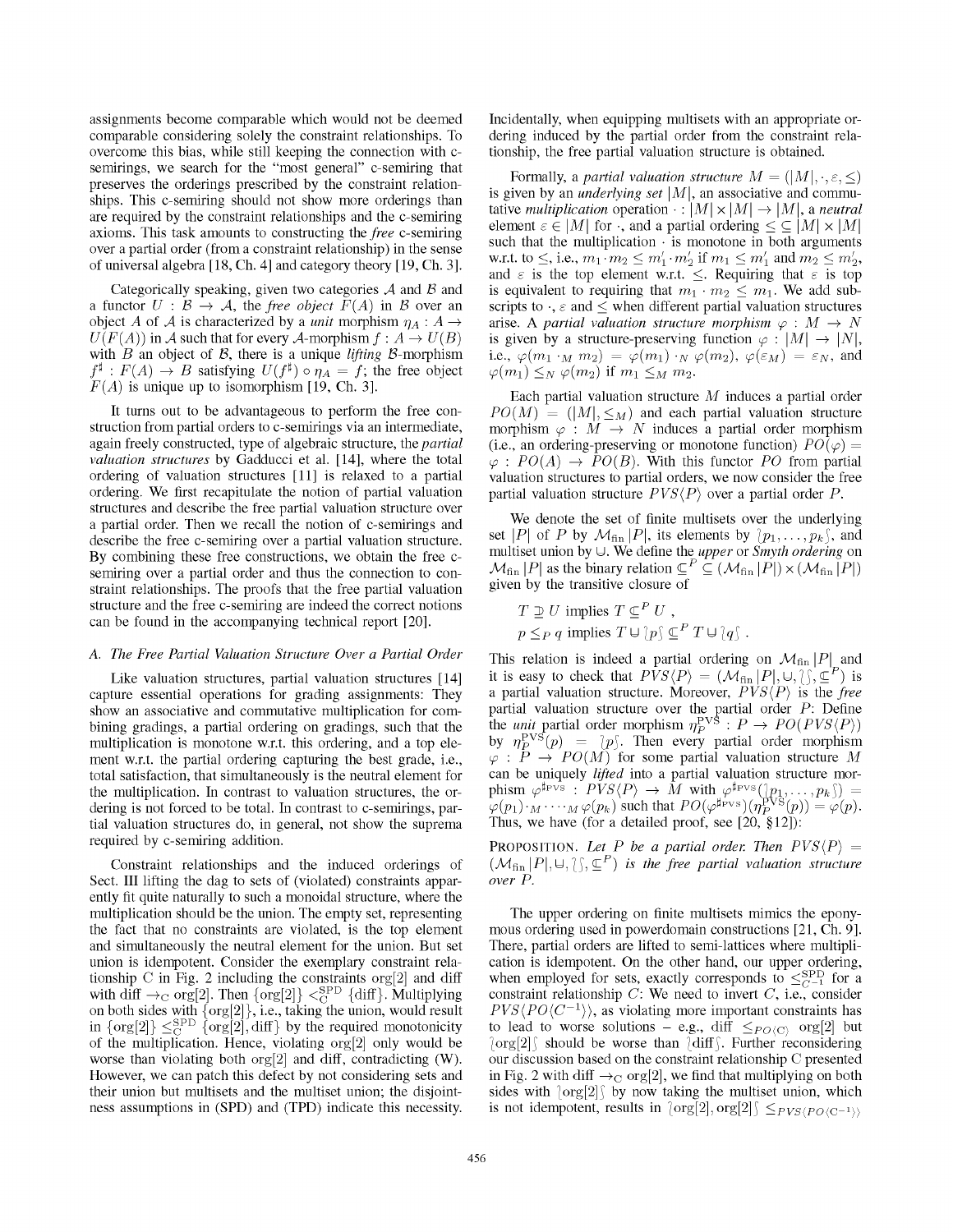assignments become comparable which would not be deemed comparable considering solely the constraint relationships. To overcome this bias, while still keeping the connection with c-semirings, we search for the "most general" c-semiring that preserves the orderings prescribed by the constraint relationships. This c-semiring should not show more orderings than are required by the constraint relationships and the c-semiring axioms. This task amounts to constructing the *free* c-semiring over a partial order (from a constraint relationship) in the sense of universal algebra [18, Ch. 4] and category theory [19, Ch. 3].

Categorically speaking, given two categories $\mathcal{A}$ and $\mathcal{B}$ and a functor $U : \mathcal{B} \to \mathcal{A}$, the *free object* $F(A)$ in $\mathcal{B}$ over an object $A$ of $\mathcal{A}$ is characterized by a *unit* morphism $\eta_A : A \to U(F(A))$ in $\mathcal{A}$ such that for every $\mathcal{A}$-morphism $f : A \to U(B)$ with $B$ an object of $\mathcal{B}$, there is a unique *lifting* $\mathcal{B}$-morphism $f^\sharp : F(A) \to B$ satisfying $U(f^\sharp) \circ \eta_A = f$; the free object $F(A)$ is unique up to isomorphism [19, Ch. 3].

It turns out to be advantageous to perform the free construction from partial orders to c-semirings via an intermediate, again freely constructed, type of algebraic structure, the *partial valuation structures* by Gadducci et al. [14], where the total ordering of valuation structures [11] is relaxed to a partial ordering. We first recapitulate the notion of partial valuation structures and describe the free partial valuation structure over a partial order. Then we recall the notion of c-semirings and describe the free c-semiring over a partial valuation structure. By combining these free constructions, we obtain the free c-semiring over a partial order and thus the connection to constraint relationships. The proofs that the free partial valuation structure and the free c-semiring are indeed the correct notions can be found in the accompanying technical report [20].

### A. The Free Partial Valuation Structure Over a Partial Order

Like valuation structures, partial valuation structures [14] capture essential operations for grading assignments: They show an associative and commutative multiplication for combining gradings, a partial ordering on gradings, such that the multiplication is monotone w.r.t. this ordering, and a top element w.r.t. the partial ordering capturing the best grade, i.e., total satisfaction, that simultaneously is the neutral element for the multiplication. In contrast to valuation structures, the ordering is not forced to be total. In contrast to c-semirings, partial valuation structures do, in general, not show the suprema required by c-semiring addition.

Constraint relationships and the induced orderings of Sect. III lifting the dag to sets of (violated) constraints apparently fit quite naturally to such a monoidal structure, where the multiplication should be the union. The empty set, representing the fact that no constraints are violated, is the top element and simultaneously the neutral element for the union. But set union is idempotent. Consider the exemplary constraint relationship C in Fig. 2 including the constraints org[2] and diff with diff $\to_C$ org[2]. Then $\{\text{org}[2]\} <_C^{\text{SPD}} \{\text{diff}\}$. Multiplying on both sides with $\{\text{org}[2]\}$, i.e., taking the union, would result in $\{\text{org}[2]\} \leq_C^{\text{SPD}} \{\text{org}[2], \text{diff}\}$ by the required monotonicity of the multiplication. Hence, violating org[2] only would be worse than violating both org[2] and diff, contradicting (W). However, we can patch this defect by not considering sets and their union but multisets and the multiset union; the disjointness assumptions in (SPD) and (TPD) indicate this necessity. Incidentally, when equipping multisets with an appropriate ordering induced by the partial order from the constraint relationship, the free partial valuation structure is obtained.

Formally, a *partial valuation structure* $M = (|M|, \cdot, \varepsilon, \leq)$ is given by an *underlying set* $|M|$, an associative and commutative *multiplication* operation $\cdot : |M| \times |M| \to |M|$, a *neutral* element $\varepsilon \in |M|$ for $\cdot$, and a partial ordering $\leq \subseteq |M| \times |M|$ such that the multiplication $\cdot$ is monotone in both arguments w.r.t. to $\leq$, i.e., $m_1 \cdot m_2 \leq m_1' \cdot m_2'$ if $m_1 \leq m_1'$ and $m_2 \leq m_2'$, and $\varepsilon$ is the top element w.r.t. $\leq$. Requiring that $\varepsilon$ is top is equivalent to requiring that $m_1 \cdot m_2 \leq m_1$. We add subscripts to $\cdot$, $\varepsilon$ and $\leq$ when different partial valuation structures arise. A *partial valuation structure morphism* $\varphi : M \to N$ is given by a structure-preserving function $\varphi : |M| \to |N|$, i.e., $\varphi(m_1 \cdot_M m_2) = \varphi(m_1) \cdot_N \varphi(m_2)$, $\varphi(\varepsilon_M) = \varepsilon_N$, and $\varphi(m_1) \leq_N \varphi(m_2)$ if $m_1 \leq_M m_2$.

Each partial valuation structure $M$ induces a partial order $PO(M) = (|M|, \leq_M)$ and each partial valuation structure morphism $\varphi : M \to N$ induces a partial order morphism (i.e., an ordering-preserving or monotone function) $PO(\varphi) = \varphi : PO(A) \to PO(B)$. With this functor $PO$ from partial valuation structures to partial orders, we now consider the free partial valuation structure $PVS\langle P\rangle$ over a partial order $P$.

We denote the set of finite multisets over the underlying set $|P|$ of $P$ by $\mathcal{M}_{\text{fin}}\,|P|$, its elements by $\{\!|p_1, \ldots, p_k|\!\}$, and multiset union by $\uplus$. We define the *upper* or *Smyth ordering* on $\mathcal{M}_{\text{fin}}\,|P|$ as the binary relation $\sqsubseteq^P \subseteq (\mathcal{M}_{\text{fin}}\,|P|) \times (\mathcal{M}_{\text{fin}}\,|P|)$ given by the transitive closure of

$$T \supseteq U \text{ implies } T \sqsubseteq^P U \;,$$
$$p \leq_P q \text{ implies } T \uplus \{\!|p|\!\} \sqsubseteq^P T \uplus \{\!|q|\!\} \;.$$

This relation is indeed a partial ordering on $\mathcal{M}_{\text{fin}}\,|P|$ and it is easy to check that $PVS\langle P\rangle = (\mathcal{M}_{\text{fin}}\,|P|, \uplus, \{\!||\!\}, \sqsubseteq^P)$ is a partial valuation structure. Moreover, $PVS\langle P\rangle$ is the *free* partial valuation structure over the partial order $P$: Define the *unit* partial order morphism $\eta_P^{\text{PVS}} : P \to PO(PVS\langle P\rangle)$ by $\eta_P^{\text{PVS}}(p) = \{\!|p|\!\}$. Then every partial order morphism $\varphi : P \to PO(M)$ for some partial valuation structure $M$ can be uniquely *lifted* into a partial valuation structure morphism $\varphi^{\sharp_{\text{PVS}}} : PVS\langle P\rangle \to M$ with $\varphi^{\sharp_{\text{PVS}}}(\{\!|p_1, \ldots, p_k|\!\}) = \varphi(p_1) \cdot_M \cdots \cdot_M \varphi(p_k)$ such that $PO(\varphi^{\sharp_{\text{PVS}}})(\eta_P^{\text{PVS}}(p)) = \varphi(p)$. Thus, we have (for a detailed proof, see [20, §12]):

**Proposition.** *Let $P$ be a partial order. Then $PVS\langle P\rangle = (\mathcal{M}_{\text{fin}}\,|P|, \uplus, \{\!||\!\}, \sqsubseteq^P)$ is the free partial valuation structure over $P$.*

The upper ordering on finite multisets mimics the eponymous ordering used in powerdomain constructions [21, Ch. 9]. There, partial orders are lifted to semi-lattices where multiplication is idempotent. On the other hand, our upper ordering, when employed for sets, exactly corresponds to $\leq_{C^{-1}}^{\text{SPD}}$ for a constraint relationship $C$: We need to invert $C$, i.e., consider $PVS\langle PO\langle C^{-1}\rangle\rangle$, as violating more important constraints has to lead to worse solutions – e.g., diff $\leq_{PO\langle C\rangle}$ org[2] but $\{\!|\text{org}[2]|\!\}$ should be worse than $\{\!|\text{diff}|\!\}$. Further reconsidering our discussion based on the constraint relationship C presented in Fig. 2 with diff $\to_C$ org[2], we find that multiplying on both sides with $\{\!|\text{org}[2]|\!\}$ by now taking the multiset union, which is not idempotent, results in $\{\!|\text{org}[2], \text{org}[2]|\!\} \leq_{PVS\langle PO\langle C^{-1}\rangle\rangle}$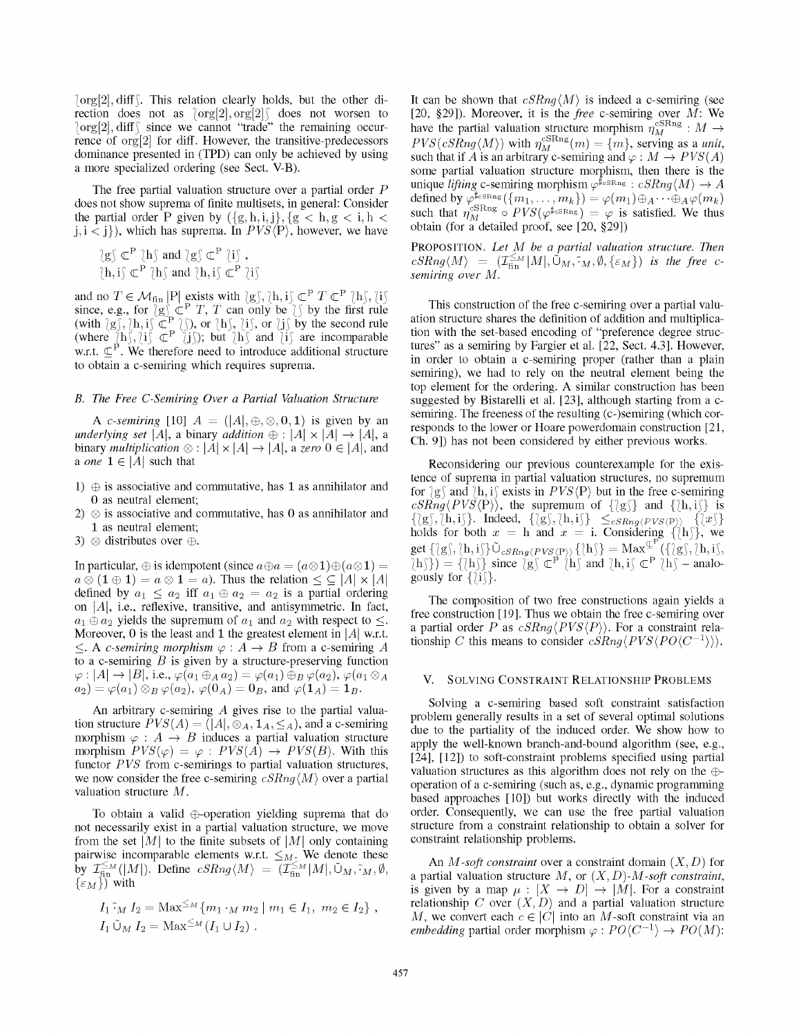$\wr$org[2], diff$\wr$. This relation clearly holds, but the other direction does not as $\wr$org[2], org[2]$\wr$ does not worsen to $\wr$org[2], diff$\wr$ since we cannot "trade" the remaining occurrence of org[2] for diff. However, the transitive-predecessors dominance presented in (TPD) can only be achieved by using a more specialized ordering (see Sect. V-B).

The free partial valuation structure over a partial order $P$ does not show suprema of finite multisets, in general: Consider the partial order P given by $(\{\mathrm{g}, \mathrm{h}, \mathrm{i}, \mathrm{j}\}, \{\mathrm{g} < \mathrm{h}, \mathrm{g} < \mathrm{i}, \mathrm{h} < \mathrm{j}, \mathrm{i} < \mathrm{j}\})$, which has suprema. In $PVS\langle \mathrm{P} \rangle$, however, we have

$$\wr \mathrm{g} \wr \sqsubset^{\mathrm{P}} \wr \mathrm{h} \wr \text{ and } \wr \mathrm{g} \wr \sqsubset^{\mathrm{P}} \wr \mathrm{i} \wr \ ,$$
$$\wr \mathrm{h}, \mathrm{i} \wr \sqsubset^{\mathrm{P}} \wr \mathrm{h} \wr \text{ and } \wr \mathrm{h}, \mathrm{i} \wr \sqsubset^{\mathrm{P}} \wr \mathrm{i} \wr$$

and no $T \in \mathcal{M}_{\mathrm{fin}}\,|\mathrm{P}|$ exists with $\wr \mathrm{g} \wr, \wr \mathrm{h}, \mathrm{i} \wr \sqsubset^{\mathrm{P}} T \sqsubset^{\mathrm{P}} \wr \mathrm{h} \wr, \wr \mathrm{i} \wr$ since, e.g., for $\wr \mathrm{g} \wr \sqsubset^{\mathrm{P}} T$, $T$ can only be $\wr\wr$ by the first rule (with $\wr \mathrm{g} \wr, \wr \mathrm{h}, \mathrm{i} \wr \sqsubset^{\mathrm{P}} \wr\wr$), or $\wr \mathrm{h} \wr$, $\wr \mathrm{i} \wr$, or $\wr \mathrm{j} \wr$ by the second rule (where $\wr \mathrm{h} \wr, \wr \mathrm{i} \wr \sqsubset^{\mathrm{P}} \wr \mathrm{j} \wr$); but $\wr \mathrm{h} \wr$ and $\wr \mathrm{i} \wr$ are incomparable w.r.t. $\sqsubseteq^{\mathrm{P}}$. We therefore need to introduce additional structure to obtain a c-semiring which requires suprema.

### B. The Free C-Semiring Over a Partial Valuation Structure

A *c-semiring* [10] $A = (|A|, \oplus, \otimes, \mathbf{0}, \mathbf{1})$ is given by an *underlying set* $|A|$, a binary *addition* $\oplus : |A| \times |A| \to |A|$, a binary *multiplication* $\otimes : |A| \times |A| \to |A|$, a *zero* $\mathbf{0} \in |A|$, and a *one* $\mathbf{1} \in |A|$ such that

1) $\oplus$ is associative and commutative, has $\mathbf{1}$ as annihilator and $\mathbf{0}$ as neutral element;
2) $\otimes$ is associative and commutative, has $\mathbf{0}$ as annihilator and $\mathbf{1}$ as neutral element;
3) $\otimes$ distributes over $\oplus$.

In particular, $\oplus$ is idempotent (since $a \oplus a = (a \otimes \mathbf{1}) \oplus (a \otimes \mathbf{1}) = a \otimes (\mathbf{1} \oplus \mathbf{1}) = a \otimes \mathbf{1} = a$). Thus the relation $\leq\, \subseteq |A| \times |A|$ defined by $a_1 \leq a_2$ iff $a_1 \oplus a_2 = a_2$ is a partial ordering on $|A|$, i.e., reflexive, transitive, and antisymmetric. In fact, $a_1 \oplus a_2$ yields the supremum of $a_1$ and $a_2$ with respect to $\leq$. Moreover, $\mathbf{0}$ is the least and $\mathbf{1}$ the greatest element in $|A|$ w.r.t. $\leq$. A *c-semiring morphism* $\varphi : A \to B$ from a c-semiring $A$ to a c-semiring $B$ is given by a structure-preserving function $\varphi : |A| \to |B|$, i.e., $\varphi(a_1 \oplus_A a_2) = \varphi(a_1) \oplus_B \varphi(a_2)$, $\varphi(a_1 \otimes_A a_2) = \varphi(a_1) \otimes_B \varphi(a_2)$, $\varphi(\mathbf{0}_A) = \mathbf{0}_B$, and $\varphi(\mathbf{1}_A) = \mathbf{1}_B$.

An arbitrary c-semiring $A$ gives rise to the partial valuation structure $PVS(A) = (|A|, \otimes_A, \mathbf{1}_A, \leq_A)$, and a c-semiring morphism $\varphi : A \to B$ induces a partial valuation structure morphism $PVS(\varphi) = \varphi : PVS(A) \to PVS(B)$. With this functor $PVS$ from c-semirings to partial valuation structures, we now consider the free c-semiring $cSRng\langle M \rangle$ over a partial valuation structure $M$.

To obtain a valid $\oplus$-operation yielding suprema that do not necessarily exist in a partial valuation structure, we move from the set $|M|$ to the finite subsets of $|M|$ only containing pairwise incomparable elements w.r.t. $\leq_M$. We denote these by $\mathcal{I}_{\mathrm{fin}}^{\leq_M}(|M|)$. Define $cSRng\langle M \rangle = (\mathcal{I}_{\mathrm{fin}}^{\leq_M}|M|, \tilde{\cup}_M, \tilde{\cdot}_M, \emptyset, \{\varepsilon_M\})$ with

$$I_1 \,\tilde{\cdot}_M\, I_2 = \mathrm{Max}^{\leq_M}\{m_1 \cdot_M m_2 \mid m_1 \in I_1,\ m_2 \in I_2\}\ ,$$
$$I_1 \,\tilde{\cup}_M\, I_2 = \mathrm{Max}^{\leq_M}(I_1 \cup I_2)\ .$$

It can be shown that $cSRng\langle M \rangle$ is indeed a c-semiring (see [20, §29]). Moreover, it is the *free* c-semiring over $M$: We have the partial valuation structure morphism $\eta_M^{\mathrm{cSRng}} : M \to PVS(cSRng\langle M \rangle)$ with $\eta_M^{\mathrm{cSRng}}(m) = \{m\}$, serving as a *unit*, such that if $A$ is an arbitrary c-semiring and $\varphi : M \to PVS(A)$ some partial valuation structure morphism, then there is the unique *lifting* c-semiring morphism $\varphi^{\sharp_{\mathrm{cSRng}}} : cSRng\langle M \rangle \to A$ defined by $\varphi^{\sharp_{\mathrm{cSRng}}}(\{m_1, \ldots, m_k\}) = \varphi(m_1) \oplus_A \cdots \oplus_A \varphi(m_k)$ such that $\eta_M^{\mathrm{cSRng}} \circ PVS(\varphi^{\sharp_{\mathrm{cSRng}}}) = \varphi$ is satisfied. We thus obtain (for a detailed proof, see [20, §29])

**Proposition.** *Let $M$ be a partial valuation structure. Then $cSRng\langle M \rangle = (\mathcal{I}_{\mathrm{fin}}^{\leq_M}|M|, \tilde{\cup}_M, \tilde{\cdot}_M, \emptyset, \{\varepsilon_M\})$ is the free c-semiring over $M$.*

This construction of the free c-semiring over a partial valuation structure shares the definition of addition and multiplication with the set-based encoding of "preference degree structures" as a semiring by Fargier et al. [22, Sect. 4.3]. However, in order to obtain a c-semiring proper (rather than a plain semiring), we had to rely on the neutral element being the top element for the ordering. A similar construction has been suggested by Bistarelli et al. [23], although starting from a c-semiring. The freeness of the resulting (c-)semiring (which corresponds to the lower or Hoare powerdomain construction [21, Ch. 9]) has not been considered by either previous works.

Reconsidering our previous counterexample for the existence of suprema in partial valuation structures, no supremum for $\wr \mathrm{g} \wr$ and $\wr \mathrm{h}, \mathrm{i} \wr$ exists in $PVS\langle \mathrm{P} \rangle$ but in the free c-semiring $cSRng\langle PVS\langle \mathrm{P} \rangle \rangle$, the supremum of $\{\wr \mathrm{g} \wr\}$ and $\{\wr \mathrm{h}, \mathrm{i} \wr\}$ is $\{\wr \mathrm{g} \wr, \wr \mathrm{h}, \mathrm{i} \wr\}$. Indeed, $\{\wr \mathrm{g} \wr, \wr \mathrm{h}, \mathrm{i} \wr\} \leq_{cSRng\langle PVS\langle \mathrm{P} \rangle \rangle} \{\wr x \wr\}$ holds for both $x = \mathrm{h}$ and $x = \mathrm{i}$. Considering $\{\wr \mathrm{h} \wr\}$, we get $\{\wr \mathrm{g} \wr, \wr \mathrm{h}, \mathrm{i} \wr\} \tilde{\cup}_{cSRng\langle PVS\langle \mathrm{P} \rangle \rangle} \{\wr \mathrm{h} \wr\} = \mathrm{Max}^{\sqsubseteq^{\mathrm{P}}}(\{\wr \mathrm{g} \wr, \wr \mathrm{h}, \mathrm{i} \wr, \wr \mathrm{h} \wr\}) = \{\wr \mathrm{h} \wr\}$ since $\wr \mathrm{g} \wr \sqsubset^{\mathrm{P}} \wr \mathrm{h} \wr$ and $\wr \mathrm{h}, \mathrm{i} \wr \sqsubset^{\mathrm{P}} \wr \mathrm{h} \wr$ – analogously for $\{\wr \mathrm{i} \wr\}$.

The composition of two free constructions again yields a free construction [19]. Thus we obtain the free c-semiring over a partial order $P$ as $cSRng\langle PVS\langle P \rangle \rangle$. For a constraint relationship $C$ this means to consider $cSRng\langle PVS\langle PO\langle C^{-1} \rangle \rangle \rangle$.

## V. Solving Constraint Relationship Problems

Solving a c-semiring based soft constraint satisfaction problem generally results in a set of several optimal solutions due to the partiality of the induced order. We show how to apply the well-known branch-and-bound algorithm (see, e.g., [24], [12]) to soft-constraint problems specified using partial valuation structures as this algorithm does not rely on the $\oplus$-operation of a c-semiring (such as, e.g., dynamic programming based approaches [10]) but works directly with the induced order. Consequently, we can use the free partial valuation structure from a constraint relationship to obtain a solver for constraint relationship problems.

An *$M$-soft constraint* over a constraint domain $(X, D)$ for a partial valuation structure $M$, or *$(X, D)$-$M$-soft constraint*, is given by a map $\mu : [X \to D] \to |M|$. For a constraint relationship $C$ over $(X, D)$ and a partial valuation structure $M$, we convert each $c \in |C|$ into an $M$-soft constraint via an *embedding* partial order morphism $\varphi : PO\langle C^{-1} \rangle \to PO(M)$: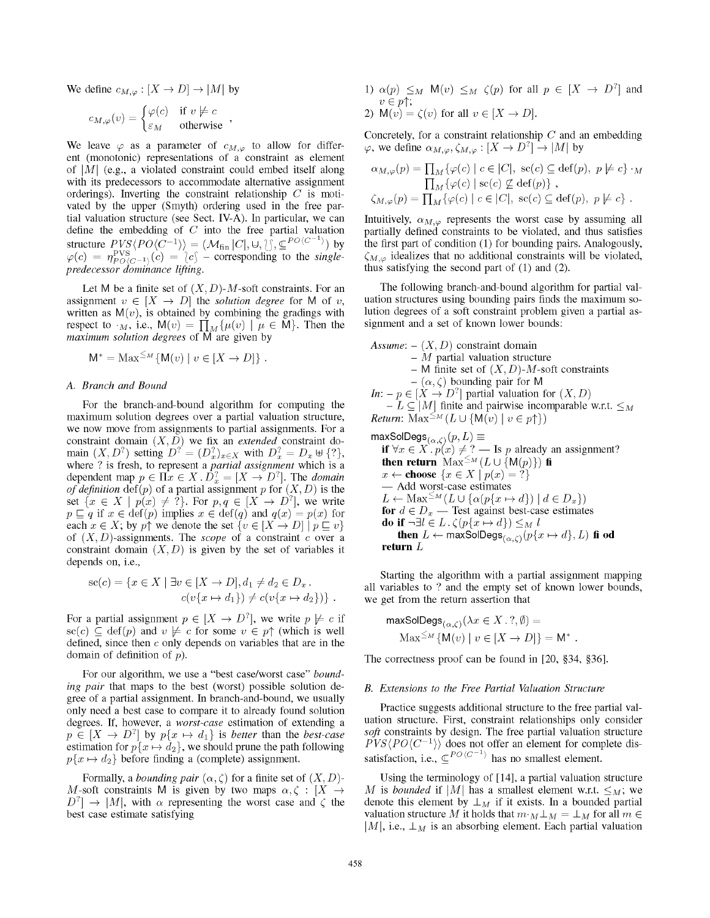We define $c_{M,\varphi} : [X \to D] \to |M|$ by

$$c_{M,\varphi}(v) = \begin{cases} \varphi(c) & \text{if } v \not\models c \\ \varepsilon_M & \text{otherwise} \end{cases},$$

We leave $\varphi$ as a parameter of $c_{M,\varphi}$ to allow for different (monotonic) representations of a constraint as element of $|M|$ (e.g., a violated constraint could embed itself along with its predecessors to accommodate alternative assignment orderings). Inverting the constraint relationship $C$ is motivated by the upper (Smyth) ordering used in the free partial valuation structure (see Sect. IV-A). In particular, we can define the embedding of $C$ into the free partial valuation structure $PVS\langle PO\langle C^{-1}\rangle\rangle = (\mathcal{M}_{\text{fin}}|C|, \cup, \{\!\!\{\}\!\!\}, \sqsubseteq^{PO\langle C^{-1}\rangle})$ by $\varphi(c) = \eta^{\text{PVS}}_{PO\langle C^{-1}\rangle}(c) = \{\!\!\{c\}\!\!\}$ – corresponding to the *single-predecessor dominance lifting*.

Let $\mathsf{M}$ be a finite set of $(X, D)$-$M$-soft constraints. For an assignment $v \in [X \to D]$ the *solution degree* for $\mathsf{M}$ of $v$, written as $\mathsf{M}(v)$, is obtained by combining the gradings with respect to $\cdot_M$, i.e., $\mathsf{M}(v) = \prod_M\{\mu(v) \mid \mu \in \mathsf{M}\}$. Then the *maximum solution degrees* of $\mathsf{M}$ are given by

$$\mathsf{M}^* = \text{Max}^{\leq_M}\{\mathsf{M}(v) \mid v \in [X \to D]\} .$$

### A. Branch and Bound

For the branch-and-bound algorithm for computing the maximum solution degrees over a partial valuation structure, we now move from assignments to partial assignments. For a constraint domain $(X, D)$ we fix an *extended* constraint domain $(X, D^?)$ setting $D^? = (D^?_x)_{x\in X}$ with $D^?_x = D_x \uplus \{?\}$, where ? is fresh, to represent a *partial assignment* which is a dependent map $p \in \Pi x \in X \,.\, D^?_x = [X \to D^?]$. The *domain of definition* $\text{def}(p)$ of a partial assignment $p$ for $(X, D)$ is the set $\{x \in X \mid p(x) \neq ?\}$. For $p, q \in [X \to D^?]$, we write $p \sqsubseteq q$ if $x \in \text{def}(p)$ implies $x \in \text{def}(q)$ and $q(x) = p(x)$ for each $x \in X$; by $p\!\uparrow$ we denote the set $\{v \in [X \to D] \mid p \sqsubseteq v\}$ of $(X, D)$-assignments. The *scope* of a constraint $c$ over a constraint domain $(X, D)$ is given by the set of variables it depends on, i.e.,

$$\text{sc}(c) = \{x \in X \mid \exists v \in [X \to D], d_1 \neq d_2 \in D_x \,.\, c(v\{x \mapsto d_1\}) \neq c(v\{x \mapsto d_2\})\} .$$

For a partial assignment $p \in [X \to D^?]$, we write $p \not\models c$ if $\text{sc}(c) \subseteq \text{def}(p)$ and $v \not\models c$ for some $v \in p\!\uparrow$ (which is well defined, since then $c$ only depends on variables that are in the domain of definition of $p$).

For our algorithm, we use a "best case/worst case" *bounding pair* that maps to the best (worst) possible solution degree of a partial assignment. In branch-and-bound, we usually only need a best case to compare it to already found solution degrees. If, however, a *worst-case* estimation of extending a $p \in [X \to D^?]$ by $p\{x \mapsto d_1\}$ is *better* than the *best-case* estimation for $p\{x \mapsto d_2\}$, we should prune the path following $p\{x \mapsto d_2\}$ before finding a (complete) assignment.

Formally, a *bounding pair* $(\alpha, \zeta)$ for a finite set of $(X, D)$-$M$-soft constraints $\mathsf{M}$ is given by two maps $\alpha, \zeta : [X \to D^?] \to |M|$, with $\alpha$ representing the worst case and $\zeta$ the best case estimate satisfying

1) $\alpha(p) \leq_M \mathsf{M}(v) \leq_M \zeta(p)$ for all $p \in [X \to D^?]$ and $v \in p\!\uparrow$;
2) $\mathsf{M}(v) = \zeta(v)$ for all $v \in [X \to D]$.

Concretely, for a constraint relationship $C$ and an embedding $\varphi$, we define $\alpha_{M,\varphi}, \zeta_{M,\varphi} : [X \to D^?] \to |M|$ by

$$\alpha_{M,\varphi}(p) = \textstyle\prod_M\{\varphi(c) \mid c \in |C|,\ \text{sc}(c) \subseteq \text{def}(p),\ p \not\models c\} \cdot_M \prod_M\{\varphi(c) \mid \text{sc}(c) \not\subseteq \text{def}(p)\} ,$$

$$\zeta_{M,\varphi}(p) = \textstyle\prod_M\{\varphi(c) \mid c \in |C|,\ \text{sc}(c) \subseteq \text{def}(p),\ p \not\models c\} .$$

Intuitively, $\alpha_{M,\varphi}$ represents the worst case by assuming all partially defined constraints to be violated, and thus satisfies the first part of condition (1) for bounding pairs. Analogously, $\zeta_{M,\varphi}$ idealizes that no additional constraints will be violated, thus satisfying the second part of (1) and (2).

The following branch-and-bound algorithm for partial valuation structures using bounding pairs finds the maximum solution degrees of a soft constraint problem given a partial assignment and a set of known lower bounds:

*Assume*: – $(X, D)$ constraint domain
– $M$ partial valuation structure
– $\mathsf{M}$ finite set of $(X, D)$-$M$-soft constraints
– $(\alpha, \zeta)$ bounding pair for $\mathsf{M}$

*In*: – $p \in [X \to D^?]$ partial valuation for $(X, D)$
– $L \subseteq |M|$ finite and pairwise incomparable w.r.t. $\leq_M$

*Return*: $\text{Max}^{\leq_M}(L \cup \{\mathsf{M}(v) \mid v \in p\!\uparrow\})$

$\mathsf{maxSolDegs}_{(\alpha,\zeta)}(p, L) \equiv$
&nbsp;&nbsp;**if** $\forall x \in X \,.\, p(x) \neq ?$ — Is $p$ already an assignment?
&nbsp;&nbsp;**then return** $\text{Max}^{\leq_M}(L \cup \{\mathsf{M}(p)\})$ **fi**
&nbsp;&nbsp;$x \leftarrow$ **choose** $\{x \in X \mid p(x) = ?\}$
&nbsp;&nbsp;— Add worst-case estimates
&nbsp;&nbsp;$L \leftarrow \text{Max}^{\leq_M}(L \cup \{\alpha(p\{x \mapsto d\}) \mid d \in D_x\})$
&nbsp;&nbsp;**for** $d \in D_x$ — Test against best-case estimates
&nbsp;&nbsp;**do if** $\neg\exists l \in L \,.\, \zeta(p\{x \mapsto d\}) \leq_M l$
&nbsp;&nbsp;&nbsp;&nbsp;**then** $L \leftarrow \mathsf{maxSolDegs}_{(\alpha,\zeta)}(p\{x \mapsto d\}, L)$ **fi od**
&nbsp;&nbsp;**return** $L$

Starting the algorithm with a partial assignment mapping all variables to ? and the empty set of known lower bounds, we get from the return assertion that

$$\mathsf{maxSolDegs}_{(\alpha,\zeta)}(\lambda x \in X \,.\, ?, \emptyset) = \text{Max}^{\leq_M}\{\mathsf{M}(v) \mid v \in [X \to D]\} = \mathsf{M}^* .$$

The correctness proof can be found in [20, §34, §36].

### B. Extensions to the Free Partial Valuation Structure

Practice suggests additional structure to the free partial valuation structure. First, constraint relationships only consider *soft* constraints by design. The free partial valuation structure $PVS\langle PO\langle C^{-1}\rangle\rangle$ does not offer an element for complete dissatisfaction, i.e., $\sqsubseteq^{PO\langle C^{-1}\rangle}$ has no smallest element.

Using the terminology of [14], a partial valuation structure $M$ is *bounded* if $|M|$ has a smallest element w.r.t. $\leq_M$; we denote this element by $\bot_M$ if it exists. In a bounded partial valuation structure $M$ it holds that $m \cdot_M \bot_M = \bot_M$ for all $m \in |M|$, i.e., $\bot_M$ is an absorbing element. Each partial valuation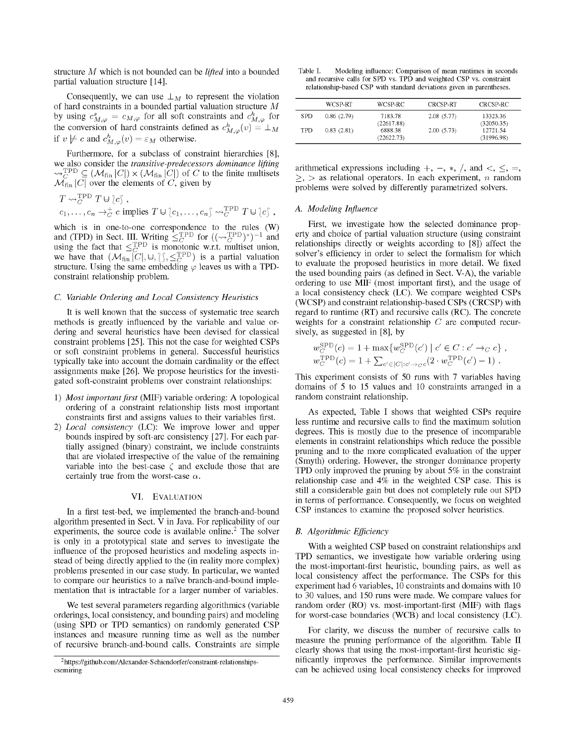structure $M$ which is not bounded can be *lifted* into a bounded partial valuation structure [14].

Consequently, we can use $\bot_M$ to represent the violation of hard constraints in a bounded partial valuation structure $M$ by using $c^s_{M,\varphi} = c_{M,\varphi}$ for all soft constraints and $c^h_{M,\varphi}$ for the conversion of hard constraints defined as $c^h_{M,\varphi}(v) = \bot_M$ if $v \not\models c$ and $c^h_{M,\varphi}(v) = \varepsilon_M$ otherwise.

Furthermore, for a subclass of constraint hierarchies [8], we also consider the *transitive-predecessors dominance lifting* $\rightsquigarrow^{\mathrm{TPD}}_C \subseteq (\mathcal{M}_{\mathrm{fin}}\,|C|) \times (\mathcal{M}_{\mathrm{fin}}\,|C|)$ of $C$ to the finite multisets $\mathcal{M}_{\mathrm{fin}}\,|C|$ over the elements of $C$, given by

$$T \rightsquigarrow^{\mathrm{TPD}}_C T \uplus \{\!\!\{ c \}\!\!\} \ ,$$
$$c_1, \ldots, c_n \rightarrow^{+}_C c \text{ implies } T \uplus \{\!\!\{ c_1, \ldots, c_n \}\!\!\} \rightsquigarrow^{\mathrm{TPD}}_C T \uplus \{\!\!\{ c \}\!\!\} \ ,$$

which is in one-to-one correspondence to the rules (W) and (TPD) in Sect. III. Writing $\leq^{\mathrm{TPD}}_C$ for $((\rightsquigarrow^{\mathrm{TPD}}_C)^*)^{-1}$ and using the fact that $\leq^{\mathrm{TPD}}_C$ is monotonic w.r.t. multiset union, we have that $(\mathcal{M}_{\mathrm{fin}}\,|C|, \uplus, \{\!\!\{\}\!\!\}, \leq^{\mathrm{TPD}}_C)$ is a partial valuation structure. Using the same embedding $\varphi$ leaves us with a TPD-constraint relationship problem.

### C. Variable Ordering and Local Consistency Heuristics

It is well known that the success of systematic tree search methods is greatly influenced by the variable and value ordering and several heuristics have been devised for classical constraint problems [25]. This not the case for weighted CSPs or soft constraint problems in general. Successful heuristics typically take into account the domain cardinality or the effect assignments make [26]. We propose heuristics for the investigated soft-constraint problems over constraint relationships:

1) *Most important first* (MIF) variable ordering: A topological ordering of a constraint relationship lists most important constraints first and assigns values to their variables first.
2) *Local consistency* (LC): We improve lower and upper bounds inspired by soft-arc consistency [27]. For each partially assigned (binary) constraint, we include constraints that are violated irrespective of the value of the remaining variable into the best-case $\zeta$ and exclude those that are certainly true from the worst-case $\alpha$.

## VI. Evaluation

In a first test-bed, we implemented the branch-and-bound algorithm presented in Sect. V in Java. For replicability of our experiments, the source code is available online.[2] The solver is only in a prototypical state and serves to investigate the influence of the proposed heuristics and modeling aspects instead of being directly applied to the (in reality more complex) problems presented in our case study. In particular, we wanted to compare our heuristics to a naïve branch-and-bound implementation that is intractable for a larger number of variables.

We test several parameters regarding algorithmics (variable orderings, local consistency, and bounding pairs) and modeling (using SPD or TPD semantics) on randomly generated CSP instances and measure running time as well as the number of recursive branch-and-bound calls. Constraints are simple arithmetical expressions including $+$, $-$, $*$, $/$, and $<$, $\leq$, $=$, $\geq$, $>$ as relational operators. In each experiment, $n$ random problems were solved by differently parametrized solvers.

[2] https://github.com/Alexander-Schiendorfer/constraint-relationships-csemiring

Table I. Modeling influence: Comparison of mean runtimes in seconds and recursive calls for SPD vs. TPD and weighted CSP vs. constraint relationship-based CSP with standard deviations given in parentheses.

| | WCSP-RT | WCSP-RC | CRCSP-RT | CRCSP-RC |
|---|---|---|---|---|
| SPD | 0.86 (2.79) | 7183.78 (22617.88) | 2.08 (5.77) | 13323.36 (32050.35) |
| TPD | 0.83 (2.81) | 6888.38 (22622.73) | 2.00 (5.73) | 12721.54 (31996.98) |

### A. Modeling Influence

First, we investigate how the selected dominance property and choice of partial valuation structure (using constraint relationships directly or weights according to [8]) affect the solver's efficiency in order to select the formalism for which to evaluate the proposed heuristics in more detail. We fixed the used bounding pairs (as defined in Sect. V-A), the variable ordering to use MIF (most important first), and the usage of a local consistency check (LC). We compare weighted CSPs (WCSP) and constraint relationship-based CSPs (CRCSP) with regard to runtime (RT) and recursive calls (RC). The concrete weights for a constraint relationship $C$ are computed recursively, as suggested in [8], by

$$w^{\mathrm{SPD}}_C(c) = 1 + \max\{w^{\mathrm{SPD}}_C(c') \mid c' \in C : c' \rightarrow_C c\} \ ,$$
$$w^{\mathrm{TPD}}_C(c) = 1 + \textstyle\sum_{c' \in |C| : c' \rightarrow_C c} (2 \cdot w^{\mathrm{TPD}}_C(c') - 1) \ .$$

This experiment consists of 50 runs with 7 variables having domains of 5 to 15 values and 10 constraints arranged in a random constraint relationship.

As expected, Table I shows that weighted CSPs require less runtime and recursive calls to find the maximum solution degrees. This is mostly due to the presence of incomparable elements in constraint relationships which reduce the possible pruning and to the more complicated evaluation of the upper (Smyth) ordering. However, the stronger dominance property TPD only improved the pruning by about 5% in the constraint relationship case and 4% in the weighted CSP case. This is still a considerable gain but does not completely rule out SPD in terms of performance. Consequently, we focus on weighted CSP instances to examine the proposed solver heuristics.

### B. Algorithmic Efficiency

With a weighted CSP based on constraint relationships and TPD semantics, we investigate how variable ordering using the most-important-first heuristic, bounding pairs, as well as local consistency affect the performance. The CSPs for this experiment had 6 variables, 10 constraints and domains with 10 to 30 values, and 150 runs were made. We compare values for random order (RO) vs. most-important-first (MIF) with flags for worst-case boundaries (WCB) and local consistency (LC).

For clarity, we discuss the number of recursive calls to measure the pruning performance of the algorithm. Table II clearly shows that using the most-important-first heuristic significantly improves the performance. Similar improvements can be achieved using local consistency checks for improved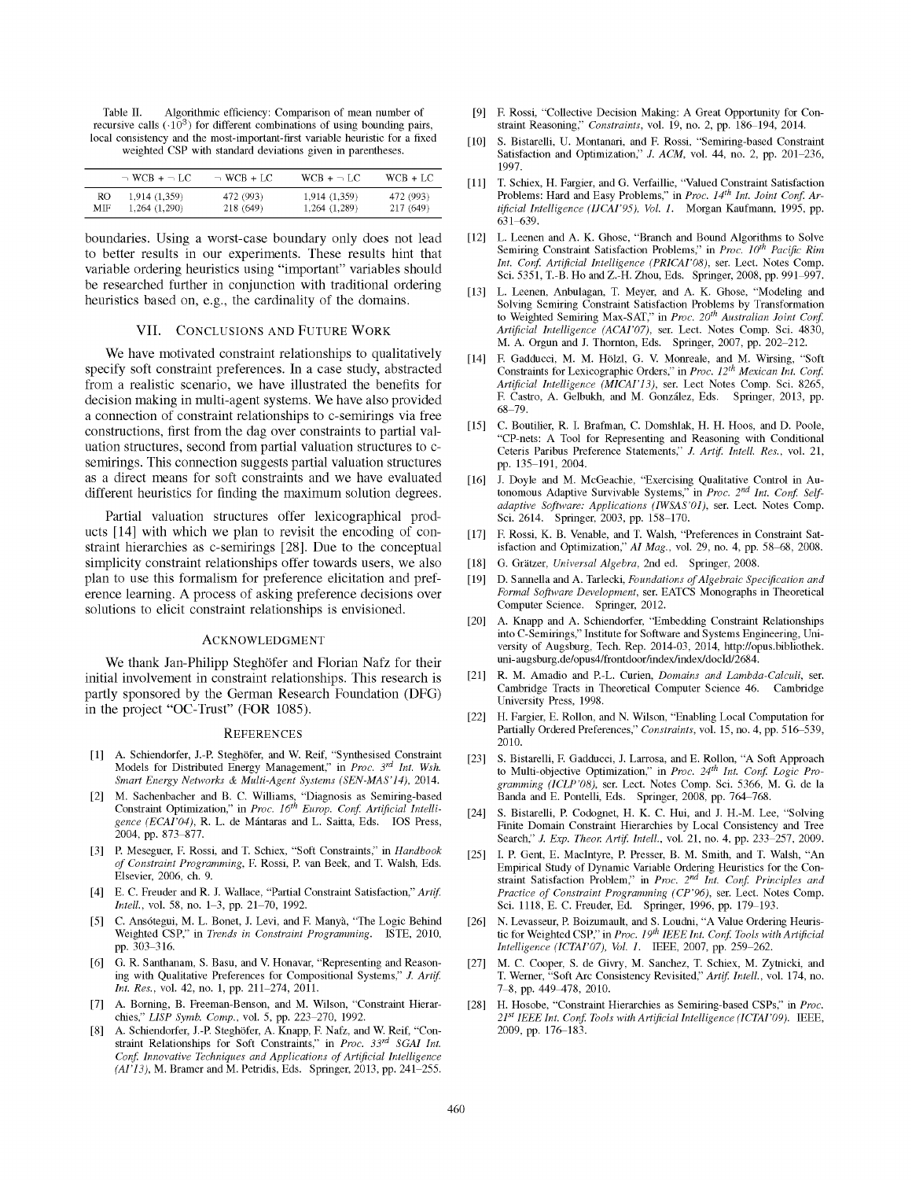Table II. Algorithmic efficiency: Comparison of mean number of recursive calls ($\cdot 10^3$) for different combinations of using bounding pairs, local consistency and the most-important-first variable heuristic for a fixed weighted CSP with standard deviations given in parentheses.

| | $\neg$ WCB + $\neg$ LC | $\neg$ WCB + LC | WCB + $\neg$ LC | WCB + LC |
|---|---|---|---|---|
| RO | 1,914 (1,359) | 472 (993) | 1,914 (1,359) | 472 (993) |
| MIF | 1,264 (1,290) | 218 (649) | 1,264 (1,289) | 217 (649) |

boundaries. Using a worst-case boundary only does not lead to better results in our experiments. These results hint that variable ordering heuristics using "important" variables should be researched further in conjunction with traditional ordering heuristics based on, e.g., the cardinality of the domains.

## VII. Conclusions and Future Work

We have motivated constraint relationships to qualitatively specify soft constraint preferences. In a case study, abstracted from a realistic scenario, we have illustrated the benefits for decision making in multi-agent systems. We have also provided a connection of constraint relationships to c-semirings via free constructions, first from the dag over constraints to partial valuation structures, second from partial valuation structures to c-semirings. This connection suggests partial valuation structures as a direct means for soft constraints and we have evaluated different heuristics for finding the maximum solution degrees.

Partial valuation structures offer lexicographical products [14] with which we plan to revisit the encoding of constraint hierarchies as c-semirings [28]. Due to the conceptual simplicity constraint relationships offer towards users, we also plan to use this formalism for preference elicitation and preference learning. A process of asking preference decisions over solutions to elicit constraint relationships is envisioned.

## Acknowledgment

We thank Jan-Philipp Steghöfer and Florian Nafz for their initial involvement in constraint relationships. This research is partly sponsored by the German Research Foundation (DFG) in the project "OC-Trust" (FOR 1085).

## References

[1] A. Schiendorfer, J.-P. Steghöfer, and W. Reif, "Synthesised Constraint Models for Distributed Energy Management," in *Proc. 3rd Int. Wsh. Smart Energy Networks & Multi-Agent Systems (SEN-MAS'14)*, 2014.

[2] M. Sachenbacher and B. C. Williams, "Diagnosis as Semiring-based Constraint Optimization," in *Proc. 16th Europ. Conf. Artificial Intelligence (ECAI'04)*, R. L. de Mántaras and L. Saitta, Eds. IOS Press, 2004, pp. 873–877.

[3] P. Meseguer, F. Rossi, and T. Schiex, "Soft Constraints," in *Handbook of Constraint Programming*, F. Rossi, P. van Beek, and T. Walsh, Eds. Elsevier, 2006, ch. 9.

[4] E. C. Freuder and R. J. Wallace, "Partial Constraint Satisfaction," *Artif. Intell.*, vol. 58, no. 1–3, pp. 21–70, 1992.

[5] C. Ansótegui, M. L. Bonet, J. Levi, and F. Manyà, "The Logic Behind Weighted CSP," in *Trends in Constraint Programming*. ISTE, 2010, pp. 303–316.

[6] G. R. Santhanam, S. Basu, and V. Honavar, "Representing and Reasoning with Qualitative Preferences for Compositional Systems," *J. Artif. Int. Res.*, vol. 42, no. 1, pp. 211–274, 2011.

[7] A. Borning, B. Freeman-Benson, and M. Wilson, "Constraint Hierarchies," *LISP Symb. Comp.*, vol. 5, pp. 223–270, 1992.

[8] A. Schiendorfer, J.-P. Steghöfer, A. Knapp, F. Nafz, and W. Reif, "Constraint Relationships for Soft Constraints," in *Proc. 33rd SGAI Int. Conf. Innovative Techniques and Applications of Artificial Intelligence (AI'13)*, M. Bramer and M. Petridis, Eds. Springer, 2013, pp. 241–255.

[9] F. Rossi, "Collective Decision Making: A Great Opportunity for Constraint Reasoning," *Constraints*, vol. 19, no. 2, pp. 186–194, 2014.

[10] S. Bistarelli, U. Montanari, and F. Rossi, "Semiring-based Constraint Satisfaction and Optimization," *J. ACM*, vol. 44, no. 2, pp. 201–236, 1997.

[11] T. Schiex, H. Fargier, and G. Verfaillie, "Valued Constraint Satisfaction Problems: Hard and Easy Problems," in *Proc. 14th Int. Joint Conf. Artificial Intelligence (IJCAI'95), Vol. 1*. Morgan Kaufmann, 1995, pp. 631–639.

[12] L. Leenen and A. K. Ghose, "Branch and Bound Algorithms to Solve Semiring Constraint Satisfaction Problems," in *Proc. 10th Pacific Rim Int. Conf. Artificial Intelligence (PRICAI'08)*, ser. Lect. Notes Comp. Sci. 5351, T.-B. Ho and Z.-H. Zhou, Eds. Springer, 2008, pp. 991–997.

[13] L. Leenen, Anbulagan, T. Meyer, and A. K. Ghose, "Modeling and Solving Semiring Constraint Satisfaction Problems by Transformation to Weighted Semiring Max-SAT," in *Proc. 20th Australian Joint Conf. Artificial Intelligence (ACAI'07)*, ser. Lect. Notes Comp. Sci. 4830, M. A. Orgun and J. Thornton, Eds. Springer, 2007, pp. 202–212.

[14] F. Gadducci, M. M. Hölzl, G. V. Monreale, and M. Wirsing, "Soft Constraints for Lexicographic Orders," in *Proc. 12th Mexican Int. Conf. Artificial Intelligence (MICAI'13)*, ser. Lect Notes Comp. Sci. 8265, F. Castro, A. Gelbukh, and M. González, Eds. Springer, 2013, pp. 68–79.

[15] C. Boutilier, R. I. Brafman, C. Domshlak, H. H. Hoos, and D. Poole, "CP-nets: A Tool for Representing and Reasoning with Conditional Ceteris Paribus Preference Statements," *J. Artif. Intell. Res.*, vol. 21, pp. 135–191, 2004.

[16] J. Doyle and M. McGeachie, "Exercising Qualitative Control in Autonomous Adaptive Survivable Systems," in *Proc. 2nd Int. Conf. Self-adaptive Software: Applications (IWSAS'01)*, ser. Lect. Notes Comp. Sci. 2614. Springer, 2003, pp. 158–170.

[17] F. Rossi, K. B. Venable, and T. Walsh, "Preferences in Constraint Satisfaction and Optimization," *AI Mag.*, vol. 29, no. 4, pp. 58–68, 2008.

[18] G. Grätzer, *Universal Algebra*, 2nd ed. Springer, 2008.

[19] D. Sannella and A. Tarlecki, *Foundations of Algebraic Specification and Formal Software Development*, ser. EATCS Monographs in Theoretical Computer Science. Springer, 2012.

[20] A. Knapp and A. Schiendorfer, "Embedding Constraint Relationships into C-Semirings," Institute for Software and Systems Engineering, University of Augsburg, Tech. Rep. 2014-03, 2014, http://opus.bibliothek.uni-augsburg.de/opus4/frontdoor/index/index/docId/2684.

[21] R. M. Amadio and P.-L. Curien, *Domains and Lambda-Calculi*, ser. Cambridge Tracts in Theoretical Computer Science 46. Cambridge University Press, 1998.

[22] H. Fargier, E. Rollon, and N. Wilson, "Enabling Local Computation for Partially Ordered Preferences," *Constraints*, vol. 15, no. 4, pp. 516–539, 2010.

[23] S. Bistarelli, F. Gadducci, J. Larrosa, and E. Rollon, "A Soft Approach to Multi-objective Optimization," in *Proc. 24th Int. Conf. Logic Programming (ICLP'08)*, ser. Lect. Notes Comp. Sci. 5366, M. G. de la Banda and E. Pontelli, Eds. Springer, 2008, pp. 764–768.

[24] S. Bistarelli, P. Codognet, H. K. C. Hui, and J. H.-M. Lee, "Solving Finite Domain Constraint Hierarchies by Local Consistency and Tree Search," *J. Exp. Theor. Artif. Intell.*, vol. 21, no. 4, pp. 233–257, 2009.

[25] I. P. Gent, E. MacIntyre, P. Presser, B. M. Smith, and T. Walsh, "An Empirical Study of Dynamic Variable Ordering Heuristics for the Constraint Satisfaction Problem," in *Proc. 2nd Int. Conf. Principles and Practice of Constraint Programming (CP'96)*, ser. Lect. Notes Comp. Sci. 1118, E. C. Freuder, Ed. Springer, 1996, pp. 179–193.

[26] N. Levasseur, P. Boizumault, and S. Loudni, "A Value Ordering Heuristic for Weighted CSP," in *Proc. 19th IEEE Int. Conf. Tools with Artificial Intelligence (ICTAI'07), Vol. 1*. IEEE, 2007, pp. 259–262.

[27] M. C. Cooper, S. de Givry, M. Sanchez, T. Schiex, M. Zytnicki, and T. Werner, "Soft Arc Consistency Revisited," *Artif. Intell.*, vol. 174, no. 7–8, pp. 449–478, 2010.

[28] H. Hosobe, "Constraint Hierarchies as Semiring-based CSPs," in *Proc. 21st IEEE Int. Conf. Tools with Artificial Intelligence (ICTAI'09)*. IEEE, 2009, pp. 176–183.